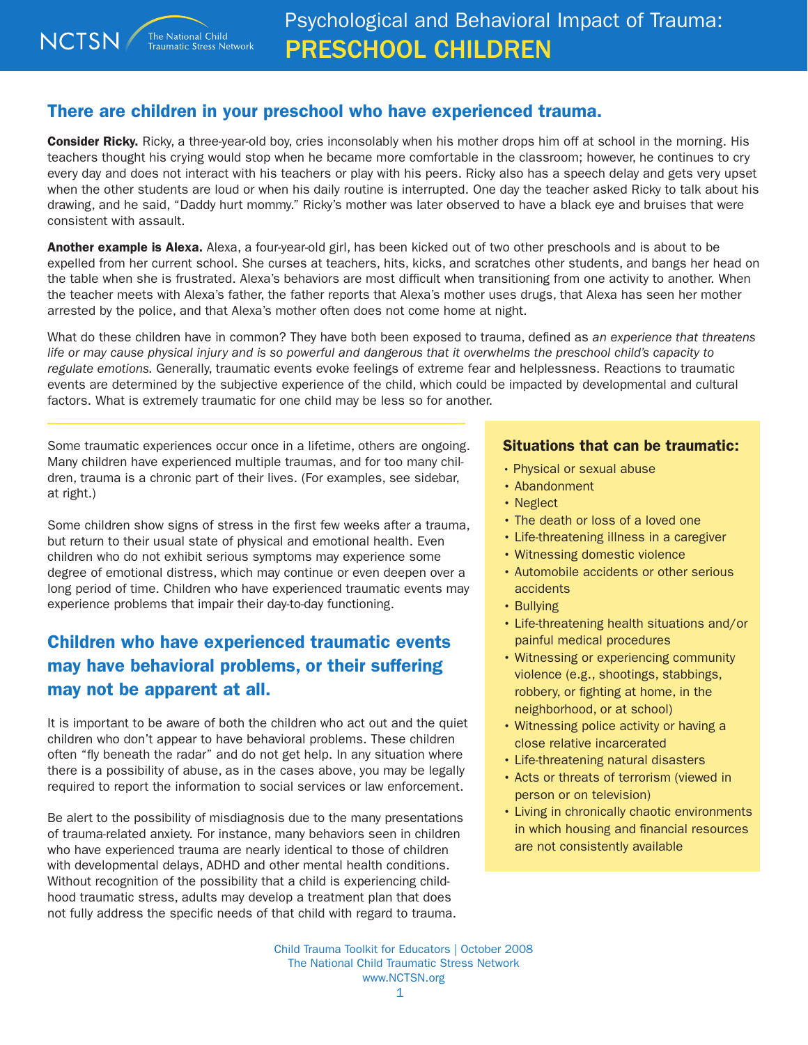# Psychological and Behavioral Impact of Trauma: PRESCHOOL CHILDREN

## There are children in your preschool who have experienced trauma.

**Consider Ricky.** Ricky, a three-year-old boy, cries inconsolably when his mother drops him off at school in the morning. His teachers thought his crying would stop when he became more comfortable in the classroom; however, he continues to cry every day and does not interact with his teachers or play with his peers. Ricky also has a speech delay and gets very upset when the other students are loud or when his daily routine is interrupted. One day the teacher asked Ricky to talk about his drawing, and he said, "Daddy hurt mommy." Ricky's mother was later observed to have a black eye and bruises that were consistent with assault.

**Another example is Alexa.** Alexa, a four-year-old girl, has been kicked out of two other preschools and is about to be expelled from her current school. She curses at teachers, hits, kicks, and scratches other students, and bangs her head on the table when she is frustrated. Alexa's behaviors are most difficult when transitioning from one activity to another. When the teacher meets with Alexa's father, the father reports that Alexa's mother uses drugs, that Alexa has seen her mother arrested by the police, and that Alexa's mother often does not come home at night.

What do these children have in common? They have both been exposed to trauma, defined as *an experience that threatens life or may cause physical injury and is so powerful and dangerous that it overwhelms the preschool child's capacity to regulate emotions.* Generally, traumatic events evoke feelings of extreme fear and helplessness. Reactions to traumatic events are determined by the subjective experience of the child, which could be impacted by developmental and cultural factors. What is extremely traumatic for one child may be less so for another.

Some traumatic experiences occur once in a lifetime, others are ongoing. Many children have experienced multiple traumas, and for too many children, trauma is a chronic part of their lives. (For examples, see sidebar, at right.)

Some children show signs of stress in the first few weeks after a trauma, but return to their usual state of physical and emotional health. Even children who do not exhibit serious symptoms may experience some degree of emotional distress, which may continue or even deepen over a long period of time. Children who have experienced traumatic events may experience problems that impair their day-to-day functioning.

## Children who have experienced traumatic events may have behavioral problems, or their suffering may not be apparent at all.

It is important to be aware of both the children who act out and the quiet children who don't appear to have behavioral problems. These children often "fly beneath the radar" and do not get help. In any situation where there is a possibility of abuse, as in the cases above, you may be legally required to report the information to social services or law enforcement.

Be alert to the possibility of misdiagnosis due to the many presentations of trauma-related anxiety. For instance, many behaviors seen in children who have experienced trauma are nearly identical to those of children with developmental delays, ADHD and other mental health conditions. Without recognition of the possibility that a child is experiencing childhood traumatic stress, adults may develop a treatment plan that does not fully address the specific needs of that child with regard to trauma.

### Situations that can be traumatic:

- Physical or sexual abuse
- Abandonment
- Neglect
- The death or loss of a loved one
- Life-threatening illness in a caregiver
- Witnessing domestic violence
- Automobile accidents or other serious accidents
- Bullying
- Life-threatening health situations and/or painful medical procedures
- Witnessing or experiencing community violence (e.g., shootings, stabbings, robbery, or fighting at home, in the neighborhood, or at school)
- Witnessing police activity or having a close relative incarcerated
- Life-threatening natural disasters
- Acts or threats of terrorism (viewed in person or on television)
- Living in chronically chaotic environments in which housing and financial resources are not consistently available

Child Trauma Toolkit for Educators | October 2008
The National Child Traumatic Stress Network
www.NCTSN.org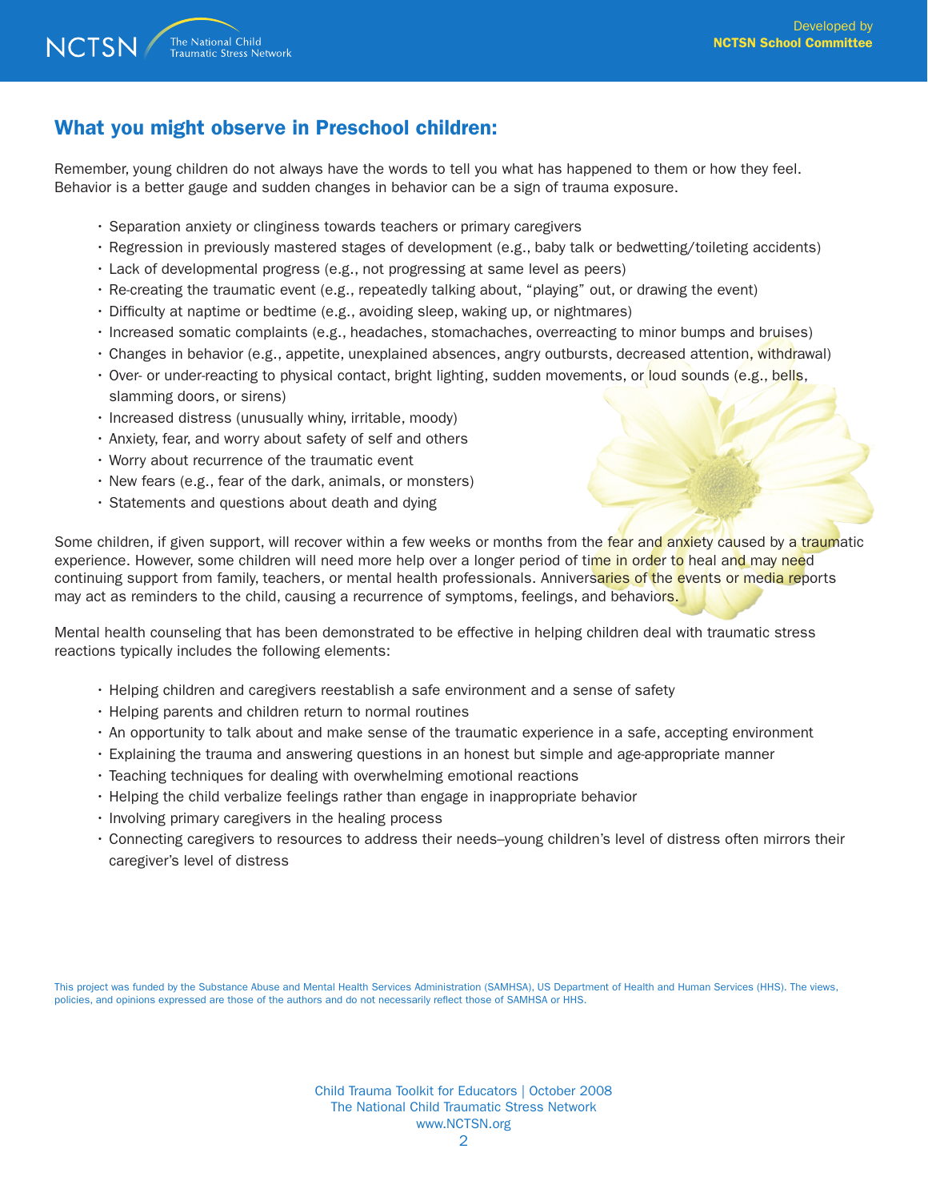## What you might observe in Preschool children:

Remember, young children do not always have the words to tell you what has happened to them or how they feel. Behavior is a better gauge and sudden changes in behavior can be a sign of trauma exposure.

- Separation anxiety or clinginess towards teachers or primary caregivers
- Regression in previously mastered stages of development (e.g., baby talk or bedwetting/toileting accidents)
- Lack of developmental progress (e.g., not progressing at same level as peers)
- Re-creating the traumatic event (e.g., repeatedly talking about, "playing" out, or drawing the event)
- Difficulty at naptime or bedtime (e.g., avoiding sleep, waking up, or nightmares)
- Increased somatic complaints (e.g., headaches, stomachaches, overreacting to minor bumps and bruises)
- Changes in behavior (e.g., appetite, unexplained absences, angry outbursts, decreased attention, withdrawal)
- Over- or under-reacting to physical contact, bright lighting, sudden movements, or loud sounds (e.g., bells, slamming doors, or sirens)
- Increased distress (unusually whiny, irritable, moody)
- Anxiety, fear, and worry about safety of self and others
- Worry about recurrence of the traumatic event
- New fears (e.g., fear of the dark, animals, or monsters)
- Statements and questions about death and dying

Some children, if given support, will recover within a few weeks or months from the fear and anxiety caused by a traumatic experience. However, some children will need more help over a longer period of time in order to heal and may need continuing support from family, teachers, or mental health professionals. Anniversaries of the events or media reports may act as reminders to the child, causing a recurrence of symptoms, feelings, and behaviors.

Mental health counseling that has been demonstrated to be effective in helping children deal with traumatic stress reactions typically includes the following elements:

- Helping children and caregivers reestablish a safe environment and a sense of safety
- Helping parents and children return to normal routines
- An opportunity to talk about and make sense of the traumatic experience in a safe, accepting environment
- Explaining the trauma and answering questions in an honest but simple and age-appropriate manner
- Teaching techniques for dealing with overwhelming emotional reactions
- Helping the child verbalize feelings rather than engage in inappropriate behavior
- Involving primary caregivers in the healing process
- Connecting caregivers to resources to address their needs–young children's level of distress often mirrors their caregiver's level of distress

This project was funded by the Substance Abuse and Mental Health Services Administration (SAMHSA), US Department of Health and Human Services (HHS). The views, policies, and opinions expressed are those of the authors and do not necessarily reflect those of SAMHSA or HHS.